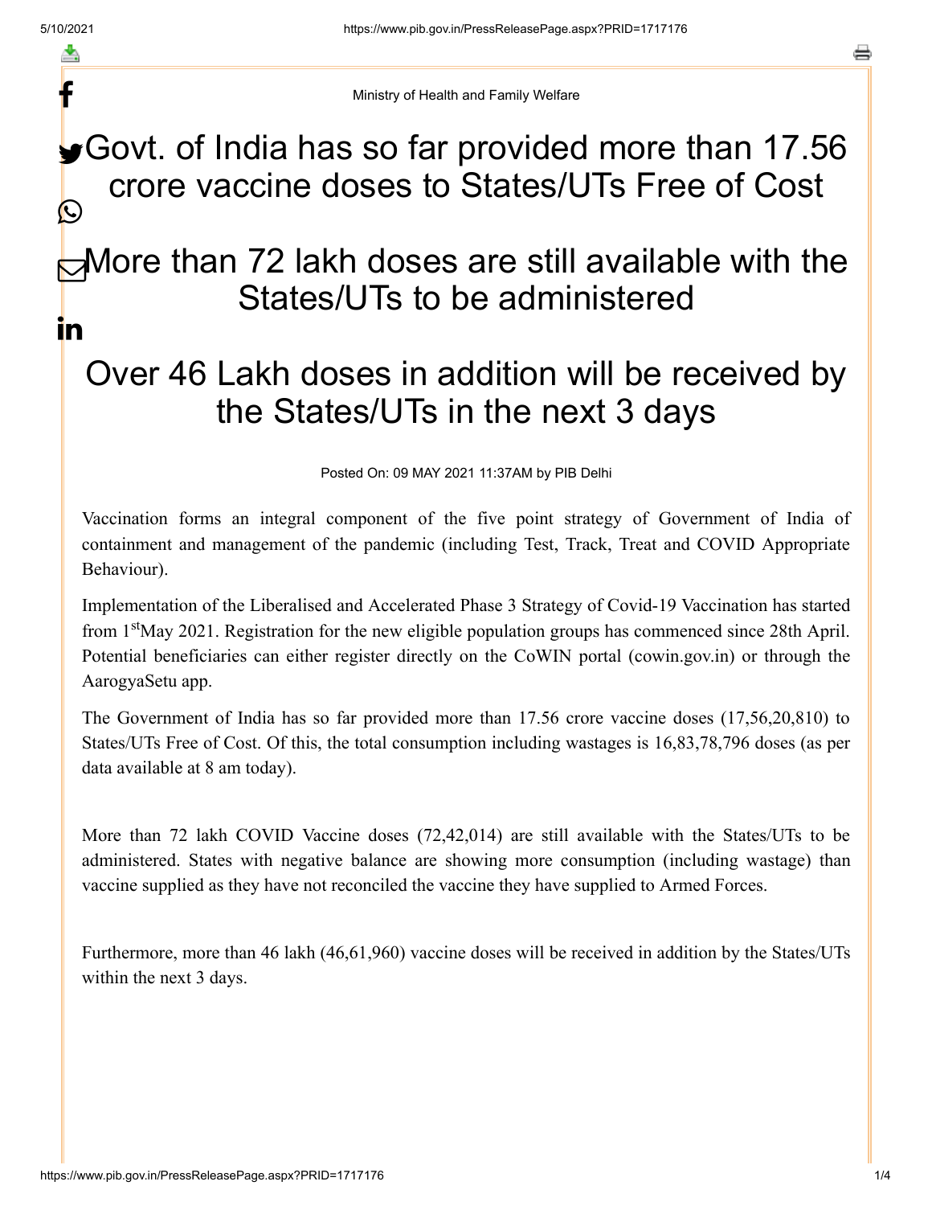Ministry of Health and Family Welfare

# Govt. of India has so far provided more than 17.56 crore vaccine doses to States/UTs Free of Cost

# More than 72 lakh doses are still available with the States/UTs to be administered

# Over 46 Lakh doses in addition will be received by the States/UTs in the next 3 days

Posted On: 09 MAY 2021 11:37AM by PIB Delhi

Vaccination forms an integral component of the five point strategy of Government of India of containment and management of the pandemic (including Test, Track, Treat and COVID Appropriate Behaviour).

Implementation of the Liberalised and Accelerated Phase 3 Strategy of Covid-19 Vaccination has started from 1st May 2021. Registration for the new eligible population groups has commenced since 28th April. Potential beneficiaries can either register directly on the CoWIN portal (cowin.gov.in) or through the AarogyaSetu app.

The Government of India has so far provided more than 17.56 crore vaccine doses (17,56,20,810) to States/UTs Free of Cost. Of this, the total consumption including wastages is 16,83,78,796 doses (as per data available at 8 am today).

More than 72 lakh COVID Vaccine doses (72,42,014) are still available with the States/UTs to be administered. States with negative balance are showing more consumption (including wastage) than vaccine supplied as they have not reconciled the vaccine they have supplied to Armed Forces.

Furthermore, more than 46 lakh (46,61,960) vaccine doses will be received in addition by the States/UTs within the next 3 days.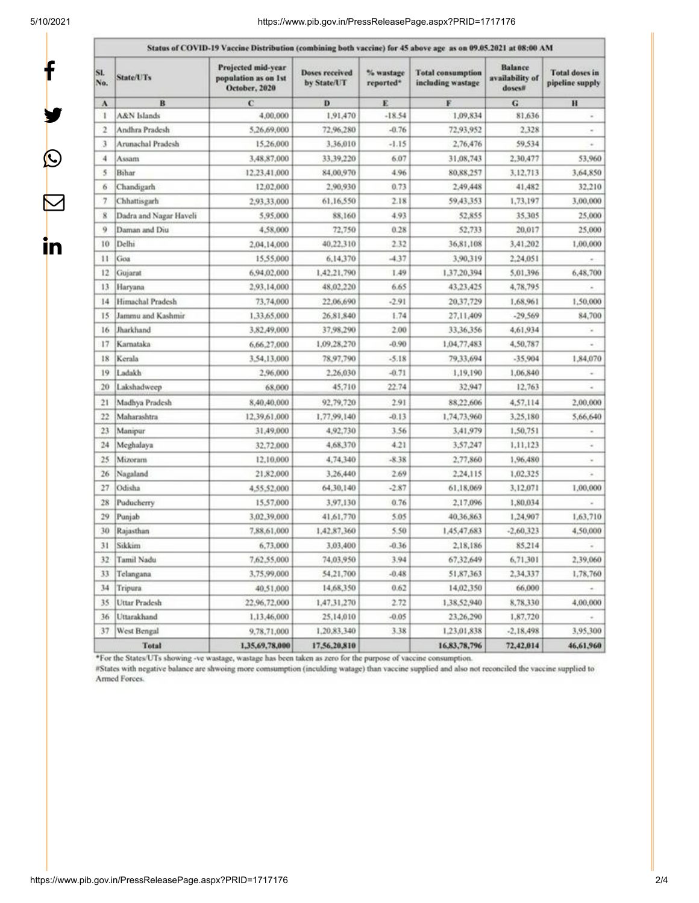| Status of COVID-19 Vaccine Distribution (combining both vaccine) for 45 above age as on 09.05.2021 at 08:00 AM | | | | | | | |
|---|---|---|---|---|---|---|---|
| Sl. No. | State/UTs | Projected mid-year population as on 1st October, 2020 | Doses received by State/UT | % wastage reported* | Total consumption including wastage | Balance availability of doses# | Total doses in pipeline supply |
| A | B | C | D | E | F | G | H |
| 1 | A&N Islands | 4,00,000 | 1,91,470 | -18.54 | 1,09,834 | 81,636 | - |
| 2 | Andhra Pradesh | 5,26,69,000 | 72,96,280 | -0.76 | 72,93,952 | 2,328 | - |
| 3 | Arunachal Pradesh | 15,26,000 | 3,36,010 | -1.15 | 2,76,476 | 59,534 | - |
| 4 | Assam | 3,48,87,000 | 33,39,220 | 6.07 | 31,08,743 | 2,30,477 | 53,960 |
| 5 | Bihar | 12,23,41,000 | 84,00,970 | 4.96 | 80,88,257 | 3,12,713 | 3,64,850 |
| 6 | Chandigarh | 12,02,000 | 2,90,930 | 0.73 | 2,49,448 | 41,482 | 32,210 |
| 7 | Chhattisgarh | 2,93,33,000 | 61,16,550 | 2.18 | 59,43,353 | 1,73,197 | 3,00,000 |
| 8 | Dadra and Nagar Haveli | 5,95,000 | 88,160 | 4.93 | 52,855 | 35,305 | 25,000 |
| 9 | Daman and Diu | 4,58,000 | 72,750 | 0.28 | 52,733 | 20,017 | 25,000 |
| 10 | Delhi | 2,04,14,000 | 40,22,310 | 2.32 | 36,81,108 | 3,41,202 | 1,00,000 |
| 11 | Goa | 15,55,000 | 6,14,370 | -4.37 | 3,90,319 | 2,24,051 | - |
| 12 | Gujarat | 6,94,02,000 | 1,42,21,790 | 1.49 | 1,37,20,394 | 5,01,396 | 6,48,700 |
| 13 | Haryana | 2,93,14,000 | 48,02,220 | 6.65 | 43,23,425 | 4,78,795 | - |
| 14 | Himachal Pradesh | 73,74,000 | 22,06,690 | -2.91 | 20,37,729 | 1,68,961 | 1,50,000 |
| 15 | Jammu and Kashmir | 1,33,65,000 | 26,81,840 | 1.74 | 27,11,409 | -29,569 | 84,700 |
| 16 | Jharkhand | 3,82,49,000 | 37,98,290 | 2.00 | 33,36,356 | 4,61,934 | - |
| 17 | Karnataka | 6,66,27,000 | 1,09,28,270 | -0.90 | 1,04,77,483 | 4,50,787 | - |
| 18 | Kerala | 3,54,13,000 | 78,97,790 | -5.18 | 79,33,694 | -35,904 | 1,84,070 |
| 19 | Ladakh | 2,96,000 | 2,26,030 | -0.71 | 1,19,190 | 1,06,840 | - |
| 20 | Lakshadweep | 68,000 | 45,710 | 22.74 | 32,947 | 12,763 | - |
| 21 | Madhya Pradesh | 8,40,40,000 | 92,79,720 | 2.91 | 88,22,606 | 4,57,114 | 2,00,000 |
| 22 | Maharashtra | 12,39,61,000 | 1,77,99,140 | -0.13 | 1,74,73,960 | 3,25,180 | 5,66,640 |
| 23 | Manipur | 31,49,000 | 4,92,730 | 3.56 | 3,41,979 | 1,50,751 | - |
| 24 | Meghalaya | 32,72,000 | 4,68,370 | 4.21 | 3,57,247 | 1,11,123 | - |
| 25 | Mizoram | 12,10,000 | 4,74,340 | -8.38 | 2,77,860 | 1,96,480 | - |
| 26 | Nagaland | 21,82,000 | 3,26,440 | 2.69 | 2,24,115 | 1,02,325 | - |
| 27 | Odisha | 4,55,52,000 | 64,30,140 | -2.87 | 61,18,069 | 3,12,071 | 1,00,000 |
| 28 | Puducherry | 15,57,000 | 3,97,130 | 0.76 | 2,17,096 | 1,80,034 | - |
| 29 | Punjab | 3,02,39,000 | 41,61,770 | 5.05 | 40,36,863 | 1,24,907 | 1,63,710 |
| 30 | Rajasthan | 7,88,61,000 | 1,42,87,360 | 5.50 | 1,45,47,683 | -2,60,323 | 4,50,000 |
| 31 | Sikkim | 6,73,000 | 3,03,400 | -0.36 | 2,18,186 | 85,214 | - |
| 32 | Tamil Nadu | 7,62,55,000 | 74,03,950 | 3.94 | 67,32,649 | 6,71,301 | 2,39,060 |
| 33 | Telangana | 3,75,99,000 | 54,21,700 | -0.48 | 51,87,363 | 2,34,337 | 1,78,760 |
| 34 | Tripura | 40,51,000 | 14,68,350 | 0.62 | 14,02,350 | 66,000 | - |
| 35 | Uttar Pradesh | 22,96,72,000 | 1,47,31,270 | 2.72 | 1,38,52,940 | 8,78,330 | 4,00,000 |
| 36 | Uttarakhand | 1,13,46,000 | 25,14,010 | -0.05 | 23,26,290 | 1,87,720 | - |
| 37 | West Bengal | 9,78,71,000 | 1,20,83,340 | 3.38 | 1,23,01,838 | -2,18,498 | 3,95,300 |
| | Total | 1,35,69,78,000 | 17,56,20,810 | | 16,83,78,796 | 72,42,014 | 46,61,960 |

*For the States/UTs showing -ve wastage, wastage has been taken as zero for the purpose of vaccine consumption.

#States with negative balance are shwoing more comsumption (inculding watage) than vaccine supplied and also not reconciled the vaccine supplied to Armed Forces.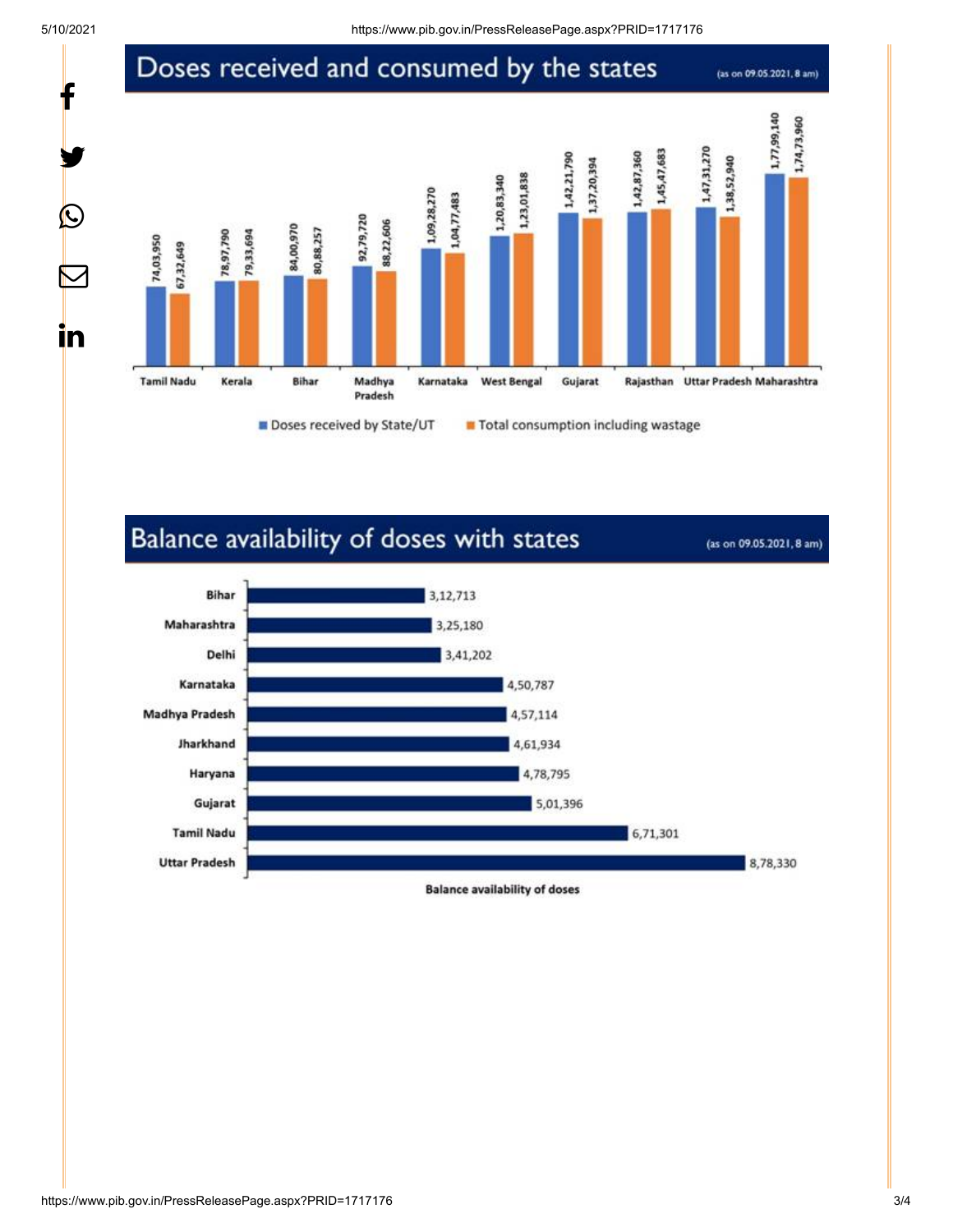## Doses received and consumed by the states

(as on 09.05.2021, 8 am)

| State | Doses received by State/UT | Total consumption including wastage |
|---|---|---|
| Tamil Nadu | 74,03,950 | 67,32,649 |
| Kerala | 78,97,790 | 79,33,694 |
| Bihar | 84,00,970 | 80,88,257 |
| Madhya Pradesh | 92,79,720 | 88,22,606 |
| Karnataka | 1,09,28,270 | 1,04,77,483 |
| West Bengal | 1,20,83,340 | 1,23,01,838 |
| Gujarat | 1,42,21,790 | 1,37,20,394 |
| Rajasthan | 1,42,87,360 | 1,45,47,683 |
| Uttar Pradesh | 1,47,31,270 | 1,38,52,940 |
| Maharashtra | 1,77,99,140 | 1,74,73,960 |

## Balance availability of doses with states

(as on 09.05.2021, 8 am)

| State | Balance availability of doses |
|---|---|
| Bihar | 3,12,713 |
| Maharashtra | 3,25,180 |
| Delhi | 3,41,202 |
| Karnataka | 4,50,787 |
| Madhya Pradesh | 4,57,114 |
| Jharkhand | 4,61,934 |
| Haryana | 4,78,795 |
| Gujarat | 5,01,396 |
| Tamil Nadu | 6,71,301 |
| Uttar Pradesh | 8,78,330 |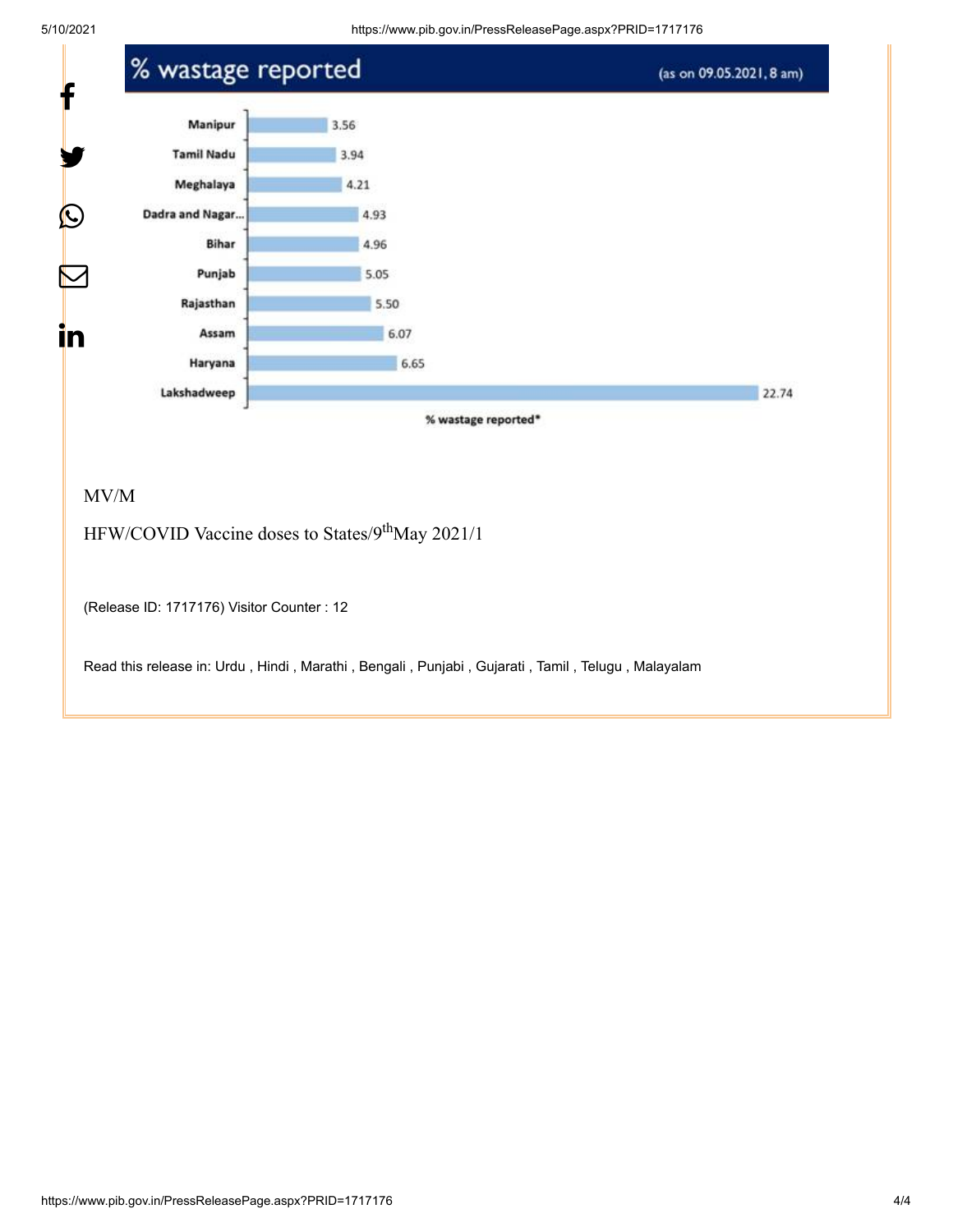% wastage reported

(as on 09.05.2021, 8 am)

Manipur 3.56
Tamil Nadu 3.94
Meghalaya 4.21
Dadra and Nagar... 4.93
Bihar 4.96
Punjab 5.05
Rajasthan 5.50
Assam 6.07
Haryana 6.65
Lakshadweep 22.74

% wastage reported*

MV/M

HFW/COVID Vaccine doses to States/9th May 2021/1

(Release ID: 1717176) Visitor Counter : 12

Read this release in: Urdu , Hindi , Marathi , Bengali , Punjabi , Gujarati , Tamil , Telugu , Malayalam